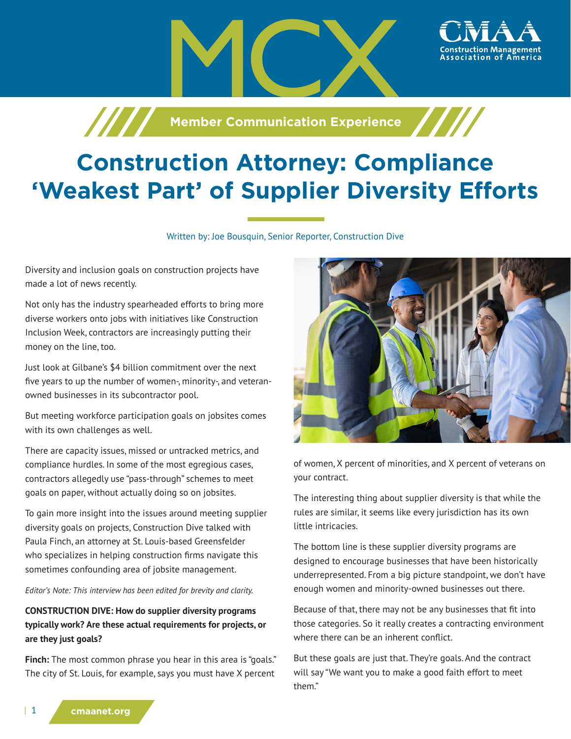# Construction Attorney: Compliance 'Weakest Part' of Supplier Diversity Efforts

Written by: Joe Bousquin, Senior Reporter, Construction Dive

Diversity and inclusion goals on construction projects have made a lot of news recently.

Not only has the industry spearheaded efforts to bring more diverse workers onto jobs with initiatives like Construction Inclusion Week, contractors are increasingly putting their money on the line, too.

Just look at Gilbane's $4 billion commitment over the next five years to up the number of women-, minority-, and veteran-owned businesses in its subcontractor pool.

But meeting workforce participation goals on jobsites comes with its own challenges as well.

There are capacity issues, missed or untracked metrics, and compliance hurdles. In some of the most egregious cases, contractors allegedly use "pass-through" schemes to meet goals on paper, without actually doing so on jobsites.

To gain more insight into the issues around meeting supplier diversity goals on projects, Construction Dive talked with Paula Finch, an attorney at St. Louis-based Greensfelder who specializes in helping construction firms navigate this sometimes confounding area of jobsite management.

*Editor's Note: This interview has been edited for brevity and clarity.*

**CONSTRUCTION DIVE: How do supplier diversity programs typically work? Are these actual requirements for projects, or are they just goals?**

**Finch:** The most common phrase you hear in this area is "goals." The city of St. Louis, for example, says you must have X percent of women, X percent of minorities, and X percent of veterans on your contract.

The interesting thing about supplier diversity is that while the rules are similar, it seems like every jurisdiction has its own little intricacies.

The bottom line is these supplier diversity programs are designed to encourage businesses that have been historically underrepresented. From a big picture standpoint, we don't have enough women and minority-owned businesses out there.

Because of that, there may not be any businesses that fit into those categories. So it really creates a contracting environment where there can be an inherent conflict.

But these goals are just that. They're goals. And the contract will say "We want you to make a good faith effort to meet them."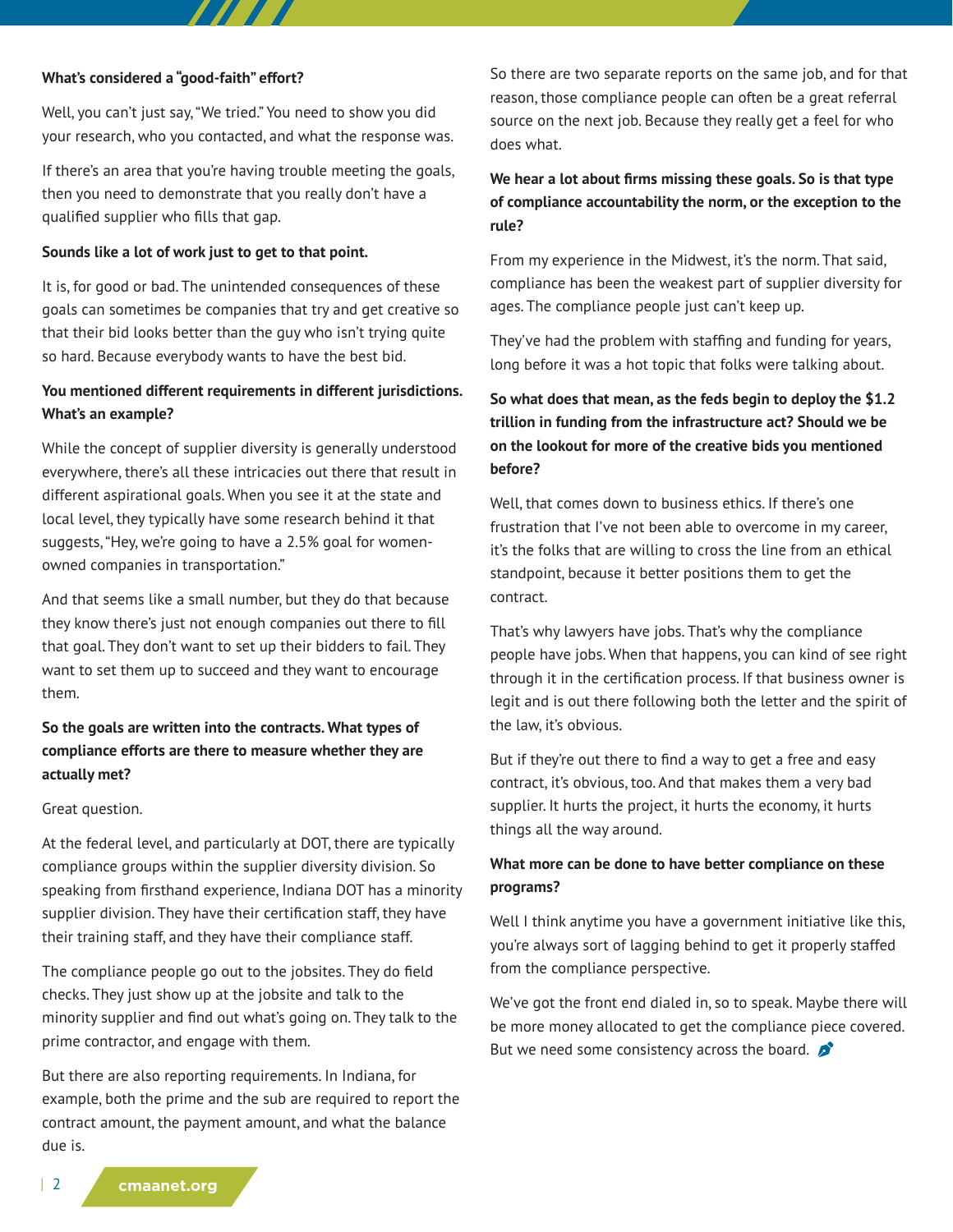**What's considered a "good-faith" effort?**

Well, you can't just say, "We tried." You need to show you did your research, who you contacted, and what the response was.

If there's an area that you're having trouble meeting the goals, then you need to demonstrate that you really don't have a qualified supplier who fills that gap.

**Sounds like a lot of work just to get to that point.**

It is, for good or bad. The unintended consequences of these goals can sometimes be companies that try and get creative so that their bid looks better than the guy who isn't trying quite so hard. Because everybody wants to have the best bid.

**You mentioned different requirements in different jurisdictions. What's an example?**

While the concept of supplier diversity is generally understood everywhere, there's all these intricacies out there that result in different aspirational goals. When you see it at the state and local level, they typically have some research behind it that suggests, "Hey, we're going to have a 2.5% goal for women-owned companies in transportation."

And that seems like a small number, but they do that because they know there's just not enough companies out there to fill that goal. They don't want to set up their bidders to fail. They want to set them up to succeed and they want to encourage them.

**So the goals are written into the contracts. What types of compliance efforts are there to measure whether they are actually met?**

Great question.

At the federal level, and particularly at DOT, there are typically compliance groups within the supplier diversity division. So speaking from firsthand experience, Indiana DOT has a minority supplier division. They have their certification staff, they have their training staff, and they have their compliance staff.

The compliance people go out to the jobsites. They do field checks. They just show up at the jobsite and talk to the minority supplier and find out what's going on. They talk to the prime contractor, and engage with them.

But there are also reporting requirements. In Indiana, for example, both the prime and the sub are required to report the contract amount, the payment amount, and what the balance due is.

So there are two separate reports on the same job, and for that reason, those compliance people can often be a great referral source on the next job. Because they really get a feel for who does what.

**We hear a lot about firms missing these goals. So is that type of compliance accountability the norm, or the exception to the rule?**

From my experience in the Midwest, it's the norm. That said, compliance has been the weakest part of supplier diversity for ages. The compliance people just can't keep up.

They've had the problem with staffing and funding for years, long before it was a hot topic that folks were talking about.

**So what does that mean, as the feds begin to deploy the $1.2 trillion in funding from the infrastructure act? Should we be on the lookout for more of the creative bids you mentioned before?**

Well, that comes down to business ethics. If there's one frustration that I've not been able to overcome in my career, it's the folks that are willing to cross the line from an ethical standpoint, because it better positions them to get the contract.

That's why lawyers have jobs. That's why the compliance people have jobs. When that happens, you can kind of see right through it in the certification process. If that business owner is legit and is out there following both the letter and the spirit of the law, it's obvious.

But if they're out there to find a way to get a free and easy contract, it's obvious, too. And that makes them a very bad supplier. It hurts the project, it hurts the economy, it hurts things all the way around.

**What more can be done to have better compliance on these programs?**

Well I think anytime you have a government initiative like this, you're always sort of lagging behind to get it properly staffed from the compliance perspective.

We've got the front end dialed in, so to speak. Maybe there will be more money allocated to get the compliance piece covered. But we need some consistency across the board.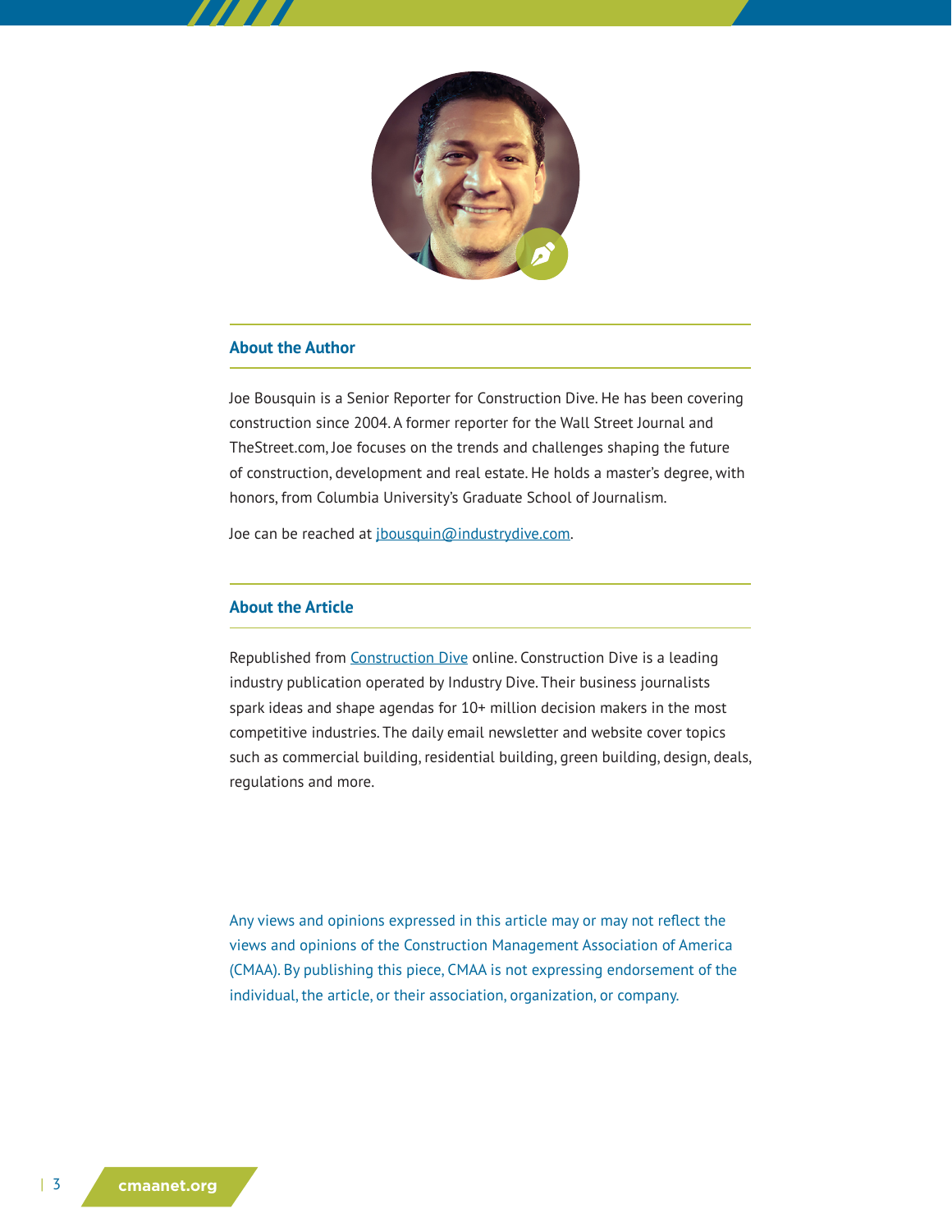## About the Author

Joe Bousquin is a Senior Reporter for Construction Dive. He has been covering construction since 2004. A former reporter for the Wall Street Journal and TheStreet.com, Joe focuses on the trends and challenges shaping the future of construction, development and real estate. He holds a master's degree, with honors, from Columbia University's Graduate School of Journalism.

Joe can be reached at jbousquin@industrydive.com.

## About the Article

Republished from Construction Dive online. Construction Dive is a leading industry publication operated by Industry Dive. Their business journalists spark ideas and shape agendas for 10+ million decision makers in the most competitive industries. The daily email newsletter and website cover topics such as commercial building, residential building, green building, design, deals, regulations and more.

Any views and opinions expressed in this article may or may not reflect the views and opinions of the Construction Management Association of America (CMAA). By publishing this piece, CMAA is not expressing endorsement of the individual, the article, or their association, organization, or company.